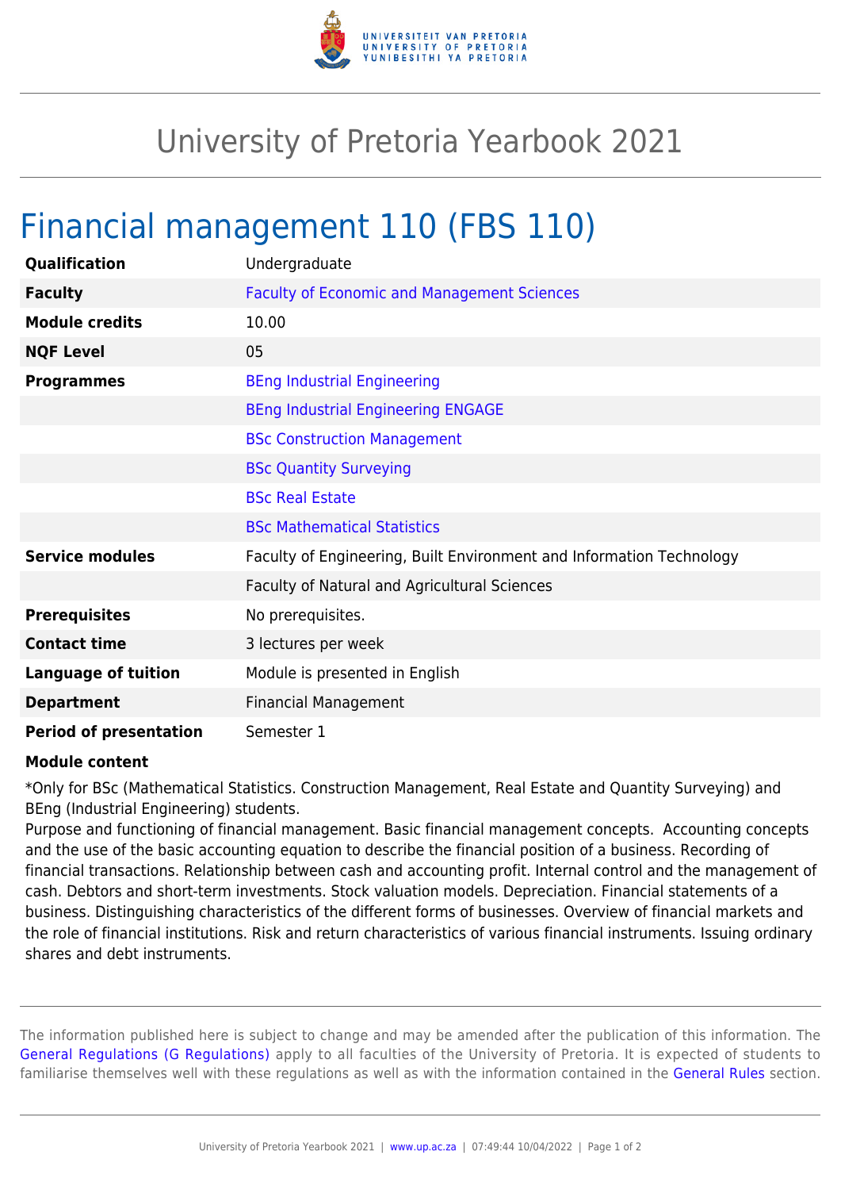# University of Pretoria Yearbook 2021

## Financial management 110 (FBS 110)

| | |
|---|---|
| **Qualification** | Undergraduate |
| **Faculty** | Faculty of Economic and Management Sciences |
| **Module credits** | 10.00 |
| **NQF Level** | 05 |
| **Programmes** | BEng Industrial Engineering |
| | BEng Industrial Engineering ENGAGE |
| | BSc Construction Management |
| | BSc Quantity Surveying |
| | BSc Real Estate |
| | BSc Mathematical Statistics |
| **Service modules** | Faculty of Engineering, Built Environment and Information Technology |
| | Faculty of Natural and Agricultural Sciences |
| **Prerequisites** | No prerequisites. |
| **Contact time** | 3 lectures per week |
| **Language of tuition** | Module is presented in English |
| **Department** | Financial Management |
| **Period of presentation** | Semester 1 |

**Module content**

*Only for BSc (Mathematical Statistics. Construction Management, Real Estate and Quantity Surveying) and BEng (Industrial Engineering) students.
Purpose and functioning of financial management. Basic financial management concepts. Accounting concepts and the use of the basic accounting equation to describe the financial position of a business. Recording of financial transactions. Relationship between cash and accounting profit. Internal control and the management of cash. Debtors and short-term investments. Stock valuation models. Depreciation. Financial statements of a business. Distinguishing characteristics of the different forms of businesses. Overview of financial markets and the role of financial institutions. Risk and return characteristics of various financial instruments. Issuing ordinary shares and debt instruments.

The information published here is subject to change and may be amended after the publication of this information. The General Regulations (G Regulations) apply to all faculties of the University of Pretoria. It is expected of students to familiarise themselves well with these regulations as well as with the information contained in the General Rules section.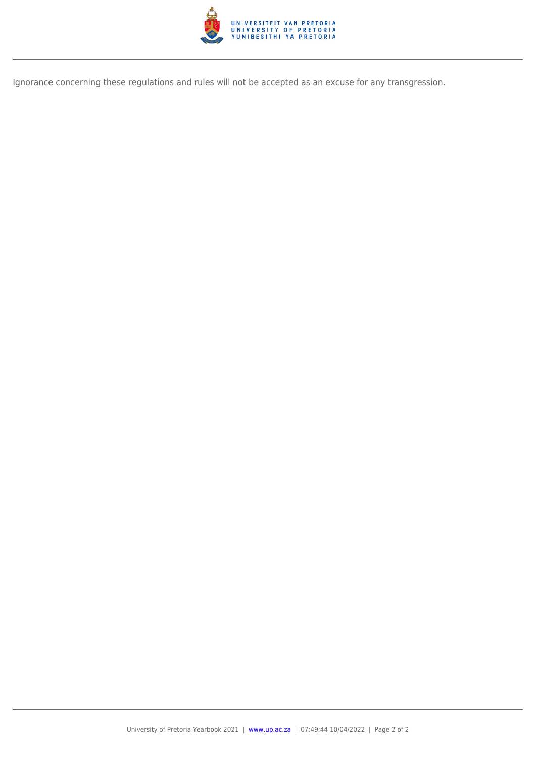Ignorance concerning these regulations and rules will not be accepted as an excuse for any transgression.